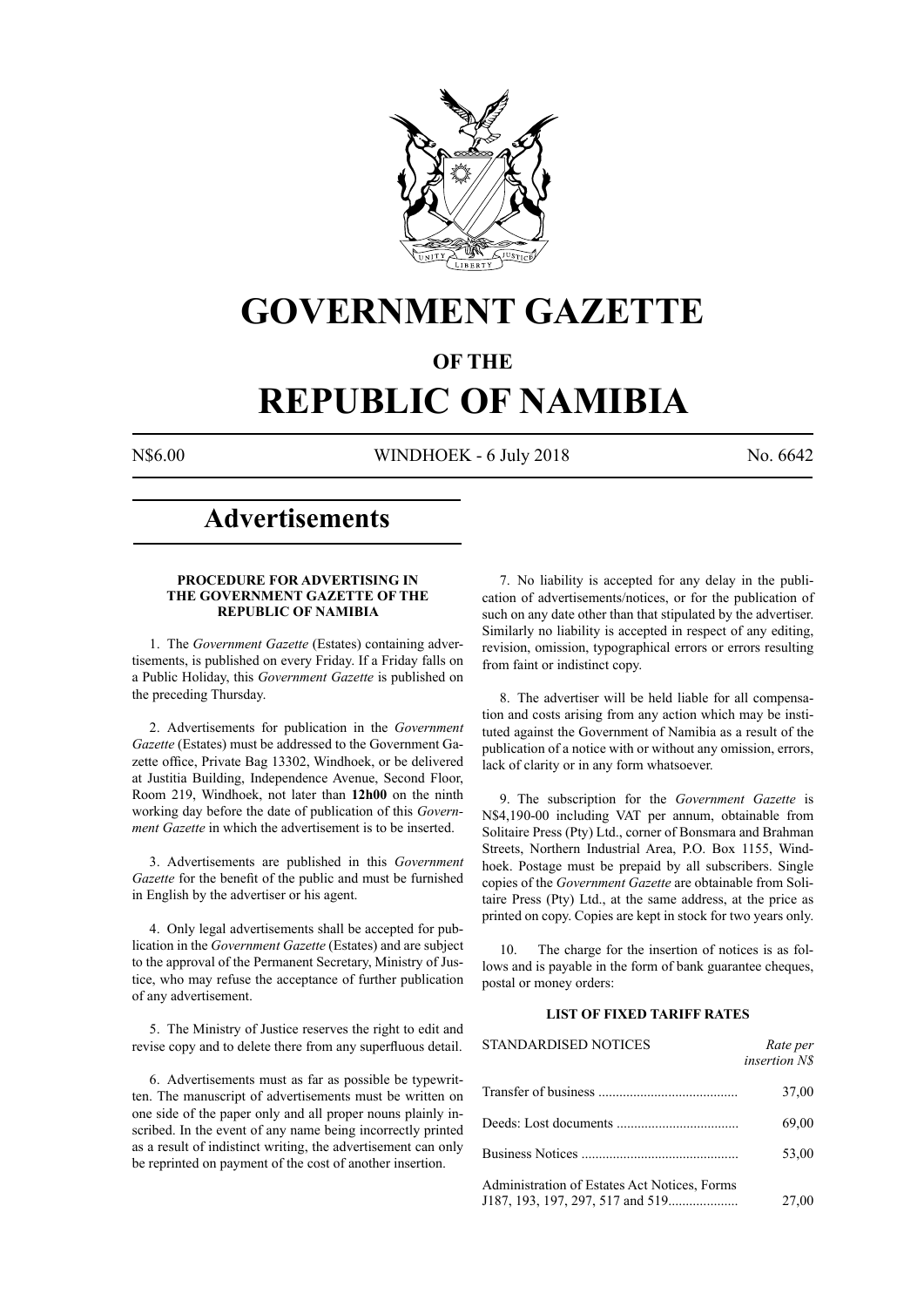# GOVERNMENT GAZETTE

## OF THE

# REPUBLIC OF NAMIBIA

N$6.00 WINDHOEK - 6 July 2018 No. 6642

## Advertisements

**PROCEDURE FOR ADVERTISING IN THE GOVERNMENT GAZETTE OF THE REPUBLIC OF NAMIBIA**

1. The *Government Gazette* (Estates) containing advertisements, is published on every Friday. If a Friday falls on a Public Holiday, this *Government Gazette* is published on the preceding Thursday.

2. Advertisements for publication in the *Government Gazette* (Estates) must be addressed to the Government Gazette office, Private Bag 13302, Windhoek, or be delivered at Justitia Building, Independence Avenue, Second Floor, Room 219, Windhoek, not later than **12h00** on the ninth working day before the date of publication of this *Government Gazette* in which the advertisement is to be inserted.

3. Advertisements are published in this *Government Gazette* for the benefit of the public and must be furnished in English by the advertiser or his agent.

4. Only legal advertisements shall be accepted for publication in the *Government Gazette* (Estates) and are subject to the approval of the Permanent Secretary, Ministry of Justice, who may refuse the acceptance of further publication of any advertisement.

5. The Ministry of Justice reserves the right to edit and revise copy and to delete there from any superfluous detail.

6. Advertisements must as far as possible be typewritten. The manuscript of advertisements must be written on one side of the paper only and all proper nouns plainly inscribed. In the event of any name being incorrectly printed as a result of indistinct writing, the advertisement can only be reprinted on payment of the cost of another insertion.

7. No liability is accepted for any delay in the publication of advertisements/notices, or for the publication of such on any date other than that stipulated by the advertiser. Similarly no liability is accepted in respect of any editing, revision, omission, typographical errors or errors resulting from faint or indistinct copy.

8. The advertiser will be held liable for all compensation and costs arising from any action which may be instituted against the Government of Namibia as a result of the publication of a notice with or without any omission, errors, lack of clarity or in any form whatsoever.

9. The subscription for the *Government Gazette* is N$4,190-00 including VAT per annum, obtainable from Solitaire Press (Pty) Ltd., corner of Bonsmara and Brahman Streets, Northern Industrial Area, P.O. Box 1155, Windhoek. Postage must be prepaid by all subscribers. Single copies of the *Government Gazette* are obtainable from Solitaire Press (Pty) Ltd., at the same address, at the price as printed on copy. Copies are kept in stock for two years only.

10. The charge for the insertion of notices is as follows and is payable in the form of bank guarantee cheques, postal or money orders:

**LIST OF FIXED TARIFF RATES**

| STANDARDISED NOTICES | *Rate per insertion N$* |
|---|---|
| Transfer of business | 37,00 |
| Deeds: Lost documents | 69,00 |
| Business Notices | 53,00 |
| Administration of Estates Act Notices, Forms J187, 193, 197, 297, 517 and 519 | 27,00 |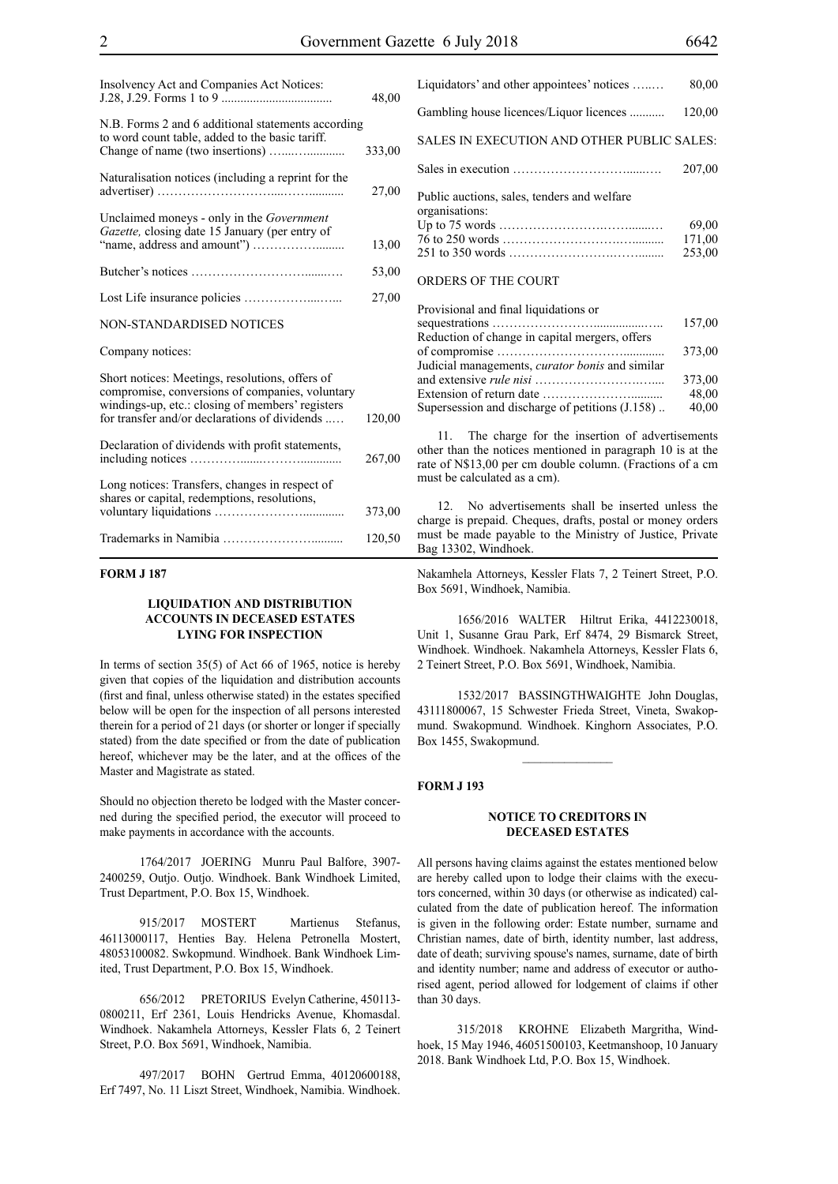| | |
|---|---|
| Insolvency Act and Companies Act Notices: J.28, J.29. Forms 1 to 9 | 48,00 |
| N.B. Forms 2 and 6 additional statements according to word count table, added to the basic tariff. | |
| Change of name (two insertions) | 333,00 |
| Naturalisation notices (including a reprint for the advertiser) | 27,00 |
| Unclaimed moneys - only in the *Government Gazette,* closing date 15 January (per entry of "name, address and amount") | 13,00 |
| Butcher's notices | 53,00 |
| Lost Life insurance policies | 27,00 |

NON-STANDARDISED NOTICES

Company notices:

| | |
|---|---|
| Short notices: Meetings, resolutions, offers of compromise, conversions of companies, voluntary windings-up, etc.: closing of members' registers for transfer and/or declarations of dividends | 120,00 |
| Declaration of dividends with profit statements, including notices | 267,00 |
| Long notices: Transfers, changes in respect of shares or capital, redemptions, resolutions, voluntary liquidations | 373,00 |
| Trademarks in Namibia | 120,50 |
| Liquidators' and other appointees' notices | 80,00 |
| Gambling house licences/Liquor licences | 120,00 |

SALES IN EXECUTION AND OTHER PUBLIC SALES:

| | |
|---|---|
| Sales in execution | 207,00 |
| Public auctions, sales, tenders and welfare organisations: | |
| Up to 75 words | 69,00 |
| 76 to 250 words | 171,00 |
| 251 to 350 words | 253,00 |

ORDERS OF THE COURT

| | |
|---|---|
| Provisional and final liquidations or sequestrations | 157,00 |
| Reduction of change in capital mergers, offers of compromise | 373,00 |
| Judicial managements, *curator bonis* and similar and extensive *rule nisi* | 373,00 |
| Extension of return date | 48,00 |
| Supersession and discharge of petitions (J.158) | 40,00 |

11. The charge for the insertion of advertisements other than the notices mentioned in paragraph 10 is at the rate of N$13,00 per cm double column. (Fractions of a cm must be calculated as a cm).

12. No advertisements shall be inserted unless the charge is prepaid. Cheques, drafts, postal or money orders must be made payable to the Ministry of Justice, Private Bag 13302, Windhoek.

**FORM J 187**

**LIQUIDATION AND DISTRIBUTION ACCOUNTS IN DECEASED ESTATES LYING FOR INSPECTION**

In terms of section 35(5) of Act 66 of 1965, notice is hereby given that copies of the liquidation and distribution accounts (first and final, unless otherwise stated) in the estates specified below will be open for the inspection of all persons interested therein for a period of 21 days (or shorter or longer if specially stated) from the date specified or from the date of publication hereof, whichever may be the later, and at the offices of the Master and Magistrate as stated.

Should no objection thereto be lodged with the Master concerned during the specified period, the executor will proceed to make payments in accordance with the accounts.

1764/2017 JOERING Munru Paul Balfore, 3907-2400259, Outjo. Outjo. Windhoek. Bank Windhoek Limited, Trust Department, P.O. Box 15, Windhoek.

915/2017 MOSTERT Martienus Stefanus, 46113000117, Henties Bay. Helena Petronella Mostert, 48053100082. Swkopmund. Windhoek. Bank Windhoek Limited, Trust Department, P.O. Box 15, Windhoek.

656/2012 PRETORIUS Evelyn Catherine, 450113-0800211, Erf 2361, Louis Hendricks Avenue, Khomasdal. Windhoek. Nakamhela Attorneys, Kessler Flats 6, 2 Teinert Street, P.O. Box 5691, Windhoek, Namibia.

497/2017 BOHN Gertrud Emma, 40120600188, Erf 7497, No. 11 Liszt Street, Windhoek, Namibia. Windhoek. Nakamhela Attorneys, Kessler Flats 7, 2 Teinert Street, P.O. Box 5691, Windhoek, Namibia.

1656/2016 WALTER Hiltrut Erika, 4412230018, Unit 1, Susanne Grau Park, Erf 8474, 29 Bismarck Street, Windhoek. Windhoek. Nakamhela Attorneys, Kessler Flats 6, 2 Teinert Street, P.O. Box 5691, Windhoek, Namibia.

1532/2017 BASSINGTHWAIGHTE John Douglas, 43111800067, 15 Schwester Frieda Street, Vineta, Swakopmund. Swakopmund. Windhoek. Kinghorn Associates, P.O. Box 1455, Swakopmund.

**FORM J 193**

**NOTICE TO CREDITORS IN DECEASED ESTATES**

All persons having claims against the estates mentioned below are hereby called upon to lodge their claims with the executors concerned, within 30 days (or otherwise as indicated) calculated from the date of publication hereof. The information is given in the following order: Estate number, surname and Christian names, date of birth, identity number, last address, date of death; surviving spouse's names, surname, date of birth and identity number; name and address of executor or authorised agent, period allowed for lodgement of claims if other than 30 days.

315/2018 KROHNE Elizabeth Margritha, Windhoek, 15 May 1946, 46051500103, Keetmanshoop, 10 January 2018. Bank Windhoek Ltd, P.O. Box 15, Windhoek.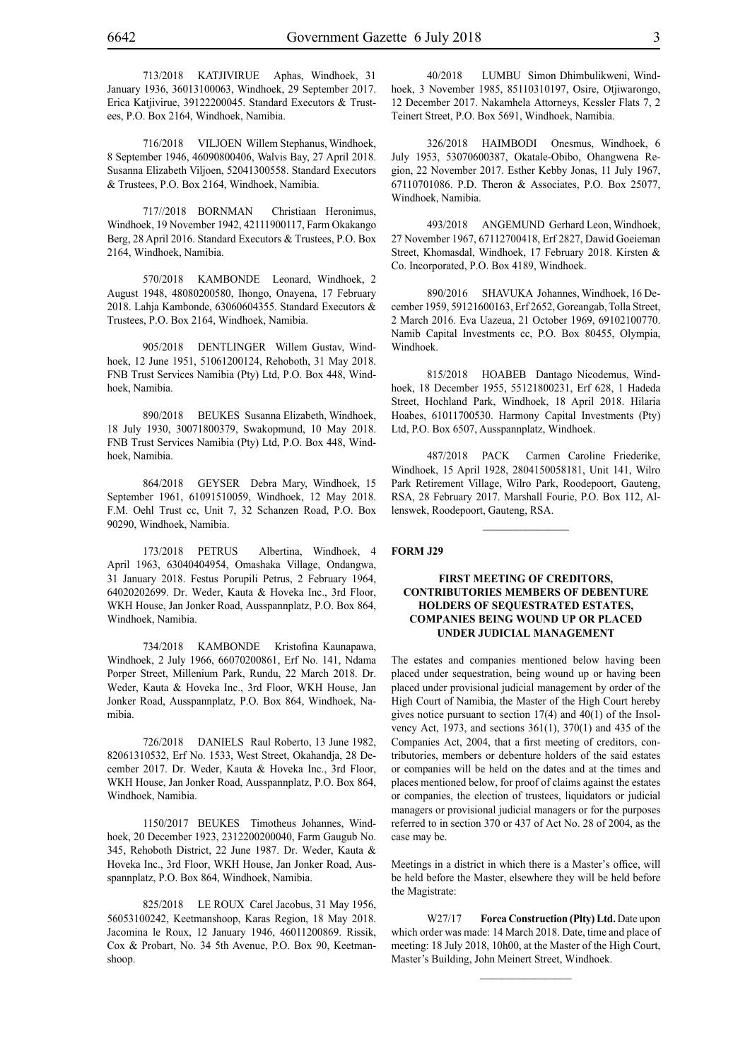713/2018 KATJIVIRUE Aphas, Windhoek, 31 January 1936, 36013100063, Windhoek, 29 September 2017. Erica Katjivirue, 39122200045. Standard Executors & Trustees, P.O. Box 2164, Windhoek, Namibia.

716/2018 VILJOEN Willem Stephanus, Windhoek, 8 September 1946, 46090800406, Walvis Bay, 27 April 2018. Susanna Elizabeth Viljoen, 52041300558. Standard Executors & Trustees, P.O. Box 2164, Windhoek, Namibia.

717//2018 BORNMAN Christiaan Heronimus, Windhoek, 19 November 1942, 42111900117, Farm Okakango Berg, 28 April 2016. Standard Executors & Trustees, P.O. Box 2164, Windhoek, Namibia.

570/2018 KAMBONDE Leonard, Windhoek, 2 August 1948, 48080200580, Ihongo, Onayena, 17 February 2018. Lahja Kambonde, 63060604355. Standard Executors & Trustees, P.O. Box 2164, Windhoek, Namibia.

905/2018 DENTLINGER Willem Gustav, Windhoek, 12 June 1951, 51061200124, Rehoboth, 31 May 2018. FNB Trust Services Namibia (Pty) Ltd, P.O. Box 448, Windhoek, Namibia.

890/2018 BEUKES Susanna Elizabeth, Windhoek, 18 July 1930, 30071800379, Swakopmund, 10 May 2018. FNB Trust Services Namibia (Pty) Ltd, P.O. Box 448, Windhoek, Namibia.

864/2018 GEYSER Debra Mary, Windhoek, 15 September 1961, 61091510059, Windhoek, 12 May 2018. F.M. Oehl Trust cc, Unit 7, 32 Schanzen Road, P.O. Box 90290, Windhoek, Namibia.

173/2018 PETRUS Albertina, Windhoek, 4 April 1963, 63040404954, Omashaka Village, Ondangwa, 31 January 2018. Festus Porupili Petrus, 2 February 1964, 64020202699. Dr. Weder, Kauta & Hoveka Inc., 3rd Floor, WKH House, Jan Jonker Road, Ausspannplatz, P.O. Box 864, Windhoek, Namibia.

734/2018 KAMBONDE Kristofina Kaunapawa, Windhoek, 2 July 1966, 66070200861, Erf No. 141, Ndama Porper Street, Millenium Park, Rundu, 22 March 2018. Dr. Weder, Kauta & Hoveka Inc., 3rd Floor, WKH House, Jan Jonker Road, Ausspannplatz, P.O. Box 864, Windhoek, Namibia.

726/2018 DANIELS Raul Roberto, 13 June 1982, 82061310532, Erf No. 1533, West Street, Okahandja, 28 December 2017. Dr. Weder, Kauta & Hoveka Inc., 3rd Floor, WKH House, Jan Jonker Road, Ausspannplatz, P.O. Box 864, Windhoek, Namibia.

1150/2017 BEUKES Timotheus Johannes, Windhoek, 20 December 1923, 2312200200040, Farm Gaugub No. 345, Rehoboth District, 22 June 1987. Dr. Weder, Kauta & Hoveka Inc., 3rd Floor, WKH House, Jan Jonker Road, Ausspannplatz, P.O. Box 864, Windhoek, Namibia.

825/2018 LE ROUX Carel Jacobus, 31 May 1956, 56053100242, Keetmanshoop, Karas Region, 18 May 2018. Jacomina le Roux, 12 January 1946, 46011200869. Rissik, Cox & Probart, No. 34 5th Avenue, P.O. Box 90, Keetmanshoop.

40/2018 LUMBU Simon Dhimbulikweni, Windhoek, 3 November 1985, 85110310197, Osire, Otjiwarongo, 12 December 2017. Nakamhela Attorneys, Kessler Flats 7, 2 Teinert Street, P.O. Box 5691, Windhoek, Namibia.

326/2018 HAIMBODI Onesmus, Windhoek, 6 July 1953, 53070600387, Okatale-Obibo, Ohangwena Region, 22 November 2017. Esther Kebby Jonas, 11 July 1967, 67110701086. P.D. Theron & Associates, P.O. Box 25077, Windhoek, Namibia.

493/2018 ANGEMUND Gerhard Leon, Windhoek, 27 November 1967, 67112700418, Erf 2827, Dawid Goeieman Street, Khomasdal, Windhoek, 17 February 2018. Kirsten & Co. Incorporated, P.O. Box 4189, Windhoek.

890/2016 SHAVUKA Johannes, Windhoek, 16 December 1959, 59121600163, Erf 2652, Goreangab, Tolla Street, 2 March 2016. Eva Uazeua, 21 October 1969, 69102100770. Namib Capital Investments cc, P.O. Box 80455, Olympia, Windhoek.

815/2018 HOABEB Dantago Nicodemus, Windhoek, 18 December 1955, 55121800231, Erf 628, 1 Hadeda Street, Hochland Park, Windhoek, 18 April 2018. Hilaria Hoabes, 61011700530. Harmony Capital Investments (Pty) Ltd, P.O. Box 6507, Ausspannplatz, Windhoek.

487/2018 PACK Carmen Caroline Friederike, Windhoek, 15 April 1928, 2804150058181, Unit 141, Wilro Park Retirement Village, Wilro Park, Roodepoort, Gauteng, RSA, 28 February 2017. Marshall Fourie, P.O. Box 112, Allenswek, Roodepoort, Gauteng, RSA.

---

**FORM J29**

### FIRST MEETING OF CREDITORS, CONTRIBUTORIES MEMBERS OF DEBENTURE HOLDERS OF SEQUESTRATED ESTATES, COMPANIES BEING WOUND UP OR PLACED UNDER JUDICIAL MANAGEMENT

The estates and companies mentioned below having been placed under sequestration, being wound up or having been placed under provisional judicial management by order of the High Court of Namibia, the Master of the High Court hereby gives notice pursuant to section 17(4) and 40(1) of the Insolvency Act, 1973, and sections 361(1), 370(1) and 435 of the Companies Act, 2004, that a first meeting of creditors, contributories, members or debenture holders of the said estates or companies will be held on the dates and at the times and places mentioned below, for proof of claims against the estates or companies, the election of trustees, liquidators or judicial managers or provisional judicial managers or for the purposes referred to in section 370 or 437 of Act No. 28 of 2004, as the case may be.

Meetings in a district in which there is a Master's office, will be held before the Master, elsewhere they will be held before the Magistrate:

W27/17 **Forca Construction (Plty) Ltd.** Date upon which order was made: 14 March 2018. Date, time and place of meeting: 18 July 2018, 10h00, at the Master of the High Court, Master's Building, John Meinert Street, Windhoek.

---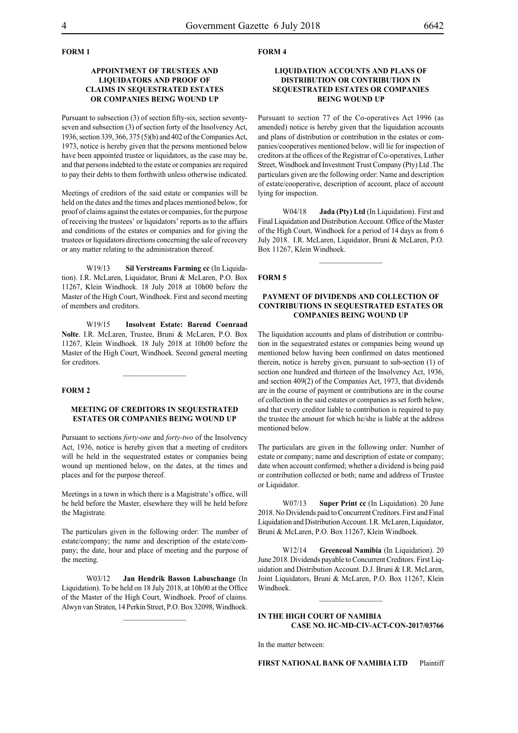**FORM 1**

**APPOINTMENT OF TRUSTEES AND LIQUIDATORS AND PROOF OF CLAIMS IN SEQUESTRATED ESTATES OR COMPANIES BEING WOUND UP**

Pursuant to subsection (3) of section fifty-six, section seventy-seven and subsection (3) of section forty of the Insolvency Act, 1936, section 339, 366, 375 (5)(b) and 402 of the Companies Act, 1973, notice is hereby given that the persons mentioned below have been appointed trustee or liquidators, as the case may be, and that persons indebted to the estate or companies are required to pay their debts to them forthwith unless otherwise indicated.

Meetings of creditors of the said estate or companies will be held on the dates and the times and places mentioned below, for proof of claims against the estates or companies, for the purpose of receiving the trustees' or liquidators' reports as to the affairs and conditions of the estates or companies and for giving the trustees or liquidators directions concerning the sale of recovery or any matter relating to the administration thereof.

W19/13 **Sil Verstreams Farming cc** (In Liquidation). I.R. McLaren, Liquidator, Bruni & McLaren, P.O. Box 11267, Klein Windhoek. 18 July 2018 at 10h00 before the Master of the High Court, Windhoek. First and second meeting of members and creditors.

W19/15 **Insolvent Estate: Barend Coenraad Nolte**. I.R. McLaren, Trustee, Bruni & McLaren, P.O. Box 11267, Klein Windhoek. 18 July 2018 at 10h00 before the Master of the High Court, Windhoek. Second general meeting for creditors.

---

**FORM 2**

**MEETING OF CREDITORS IN SEQUESTRATED ESTATES OR COMPANIES BEING WOUND UP**

Pursuant to sections *forty-one* and *forty-two* of the Insolvency Act, 1936, notice is hereby given that a meeting of creditors will be held in the sequestrated estates or companies being wound up mentioned below, on the dates, at the times and places and for the purpose thereof.

Meetings in a town in which there is a Magistrate's office, will be held before the Master, elsewhere they will be held before the Magistrate.

The particulars given in the following order: The number of estate/company; the name and description of the estate/company; the date, hour and place of meeting and the purpose of the meeting.

W03/12 **Jan Hendrik Basson Labuschange** (In Liquidation). To be held on 18 July 2018, at 10h00 at the Office of the Master of the High Court, Windhoek. Proof of claims. Alwyn van Straten, 14 Perkin Street, P.O. Box 32098, Windhoek.

---

**FORM 4**

**LIQUIDATION ACCOUNTS AND PLANS OF DISTRIBUTION OR CONTRIBUTION IN SEQUESTRATED ESTATES OR COMPANIES BEING WOUND UP**

Pursuant to section 77 of the Co-operatives Act 1996 (as amended) notice is hereby given that the liquidation accounts and plans of distribution or contribution in the estates or companies/cooperatives mentioned below, will lie for inspection of creditors at the offices of the Registrar of Co-operatives, Luther Street, Windhoek and Investment Trust Company (Pty) Ltd .The particulars given are the following order: Name and description of estate/cooperative, description of account, place of account lying for inspection.

W04/18 **Jada (Pty) Ltd** (In Liquidation). First and Final Liquidation and Distribution Account. Office of the Master of the High Court, Windhoek for a period of 14 days as from 6 July 2018. I.R. McLaren, Liquidator, Bruni & McLaren, P.O. Box 11267, Klein Windhoek.

---

**FORM 5**

**PAYMENT OF DIVIDENDS AND COLLECTION OF CONTRIBUTIONS IN SEQUESTRATED ESTATES OR COMPANIES BEING WOUND UP**

The liquidation accounts and plans of distribution or contribution in the sequestrated estates or companies being wound up mentioned below having been confirmed on dates mentioned therein, notice is hereby given, pursuant to sub-section (1) of section one hundred and thirteen of the Insolvency Act, 1936, and section 409(2) of the Companies Act, 1973, that dividends are in the course of payment or contributions are in the course of collection in the said estates or companies as set forth below, and that every creditor liable to contribution is required to pay the trustee the amount for which he/she is liable at the address mentioned below.

The particulars are given in the following order: Number of estate or company; name and description of estate or company; date when account confirmed; whether a dividend is being paid or contribution collected or both; name and address of Trustee or Liquidator.

W07/13 **Super Print cc** (In Liquidation). 20 June 2018. No Dividends paid to Concurrent Creditors. First and Final Liquidation and Distribution Account. I.R. McLaren, Liquidator, Bruni & McLaren, P.O. Box 11267, Klein Windhoek.

W12/14 **Greencoal Namibia** (In Liquidation). 20 June 2018. Dividends payable to Concurrent Creditors. First Liquidation and Distribution Account. D.J. Bruni & I.R. McLaren, Joint Liquidators, Bruni & McLaren, P.O. Box 11267, Klein Windhoek.

---

**IN THE HIGH COURT OF NAMIBIA**
**CASE NO. HC-MD-CIV-ACT-CON-2017/03766**

In the matter between:

**FIRST NATIONAL BANK OF NAMIBIA LTD** Plaintiff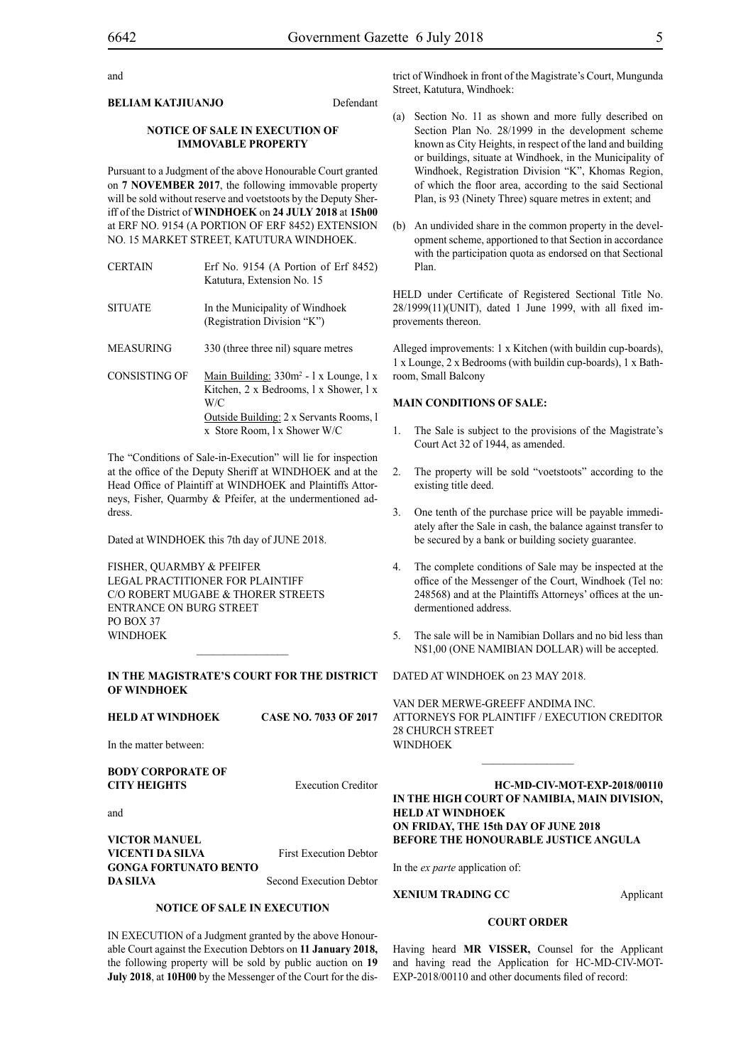and

**BELIAM KATJIUANJO** Defendant

**NOTICE OF SALE IN EXECUTION OF IMMOVABLE PROPERTY**

Pursuant to a Judgment of the above Honourable Court granted on **7 NOVEMBER 2017**, the following immovable property will be sold without reserve and voetstoots by the Deputy Sheriff of the District of **WINDHOEK** on **24 JULY 2018** at **15h00** at ERF NO. 9154 (A PORTION OF ERF 8452) EXTENSION NO. 15 MARKET STREET, KATUTURA WINDHOEK.

| | |
|---|---|
| CERTAIN | Erf No. 9154 (A Portion of Erf 8452) Katutura, Extension No. 15 |
| SITUATE | In the Municipality of Windhoek (Registration Division "K") |
| MEASURING | 330 (three three nil) square metres |
| CONSISTING OF | Main Building: 330m$^2$ - 1 x Lounge, 1 x Kitchen, 2 x Bedrooms, 1 x Shower, 1 x W/C<br>Outside Building: 2 x Servants Rooms, 1 x Store Room, 1 x Shower W/C |

The "Conditions of Sale-in-Execution" will lie for inspection at the office of the Deputy Sheriff at WINDHOEK and at the Head Office of Plaintiff at WINDHOEK and Plaintiffs Attorneys, Fisher, Quarmby & Pfeifer, at the undermentioned address.

Dated at WINDHOEK this 7th day of JUNE 2018.

FISHER, QUARMBY & PFEIFER
LEGAL PRACTITIONER FOR PLAINTIFF
C/O ROBERT MUGABE & THORER STREETS
ENTRANCE ON BURG STREET
PO BOX 37
WINDHOEK

---

**IN THE MAGISTRATE'S COURT FOR THE DISTRICT OF WINDHOEK**

**HELD AT WINDHOEK** **CASE NO. 7033 OF 2017**

In the matter between:

**BODY CORPORATE OF CITY HEIGHTS** Execution Creditor

and

**VICTOR MANUEL VICENTI DA SILVA** First Execution Debtor
**GONGA FORTUNATO BENTO DA SILVA** Second Execution Debtor

**NOTICE OF SALE IN EXECUTION**

IN EXECUTION of a Judgment granted by the above Honourable Court against the Execution Debtors on **11 January 2018,** the following property will be sold by public auction on **19 July 2018**, at **10H00** by the Messenger of the Court for the district of Windhoek in front of the Magistrate's Court, Mungunda Street, Katutura, Windhoek:

(a) Section No. 11 as shown and more fully described on Section Plan No. 28/1999 in the development scheme known as City Heights, in respect of the land and building or buildings, situate at Windhoek, in the Municipality of Windhoek, Registration Division "K", Khomas Region, of which the floor area, according to the said Sectional Plan, is 93 (Ninety Three) square metres in extent; and

(b) An undivided share in the common property in the development scheme, apportioned to that Section in accordance with the participation quota as endorsed on that Sectional Plan.

HELD under Certificate of Registered Sectional Title No. 28/1999(11)(UNIT), dated 1 June 1999, with all fixed improvements thereon.

Alleged improvements: 1 x Kitchen (with buildin cup-boards), 1 x Lounge, 2 x Bedrooms (with buildin cup-boards), 1 x Bathroom, Small Balcony

**MAIN CONDITIONS OF SALE:**

1. The Sale is subject to the provisions of the Magistrate's Court Act 32 of 1944, as amended.

2. The property will be sold "voetstoots" according to the existing title deed.

3. One tenth of the purchase price will be payable immediately after the Sale in cash, the balance against transfer to be secured by a bank or building society guarantee.

4. The complete conditions of Sale may be inspected at the office of the Messenger of the Court, Windhoek (Tel no: 248568) and at the Plaintiffs Attorneys' offices at the undermentioned address.

5. The sale will be in Namibian Dollars and no bid less than N$1,00 (ONE NAMIBIAN DOLLAR) will be accepted.

DATED AT WINDHOEK on 23 MAY 2018.

VAN DER MERWE-GREEFF ANDIMA INC.
ATTORNEYS FOR PLAINTIFF / EXECUTION CREDITOR
28 CHURCH STREET
WINDHOEK

---

**HC-MD-CIV-MOT-EXP-2018/00110**
**IN THE HIGH COURT OF NAMIBIA, MAIN DIVISION, HELD AT WINDHOEK**
**ON FRIDAY, THE 15th DAY OF JUNE 2018**
**BEFORE THE HONOURABLE JUSTICE ANGULA**

In the *ex parte* application of:

**XENIUM TRADING CC** Applicant

**COURT ORDER**

Having heard **MR VISSER,** Counsel for the Applicant and having read the Application for HC-MD-CIV-MOT-EXP-2018/00110 and other documents filed of record: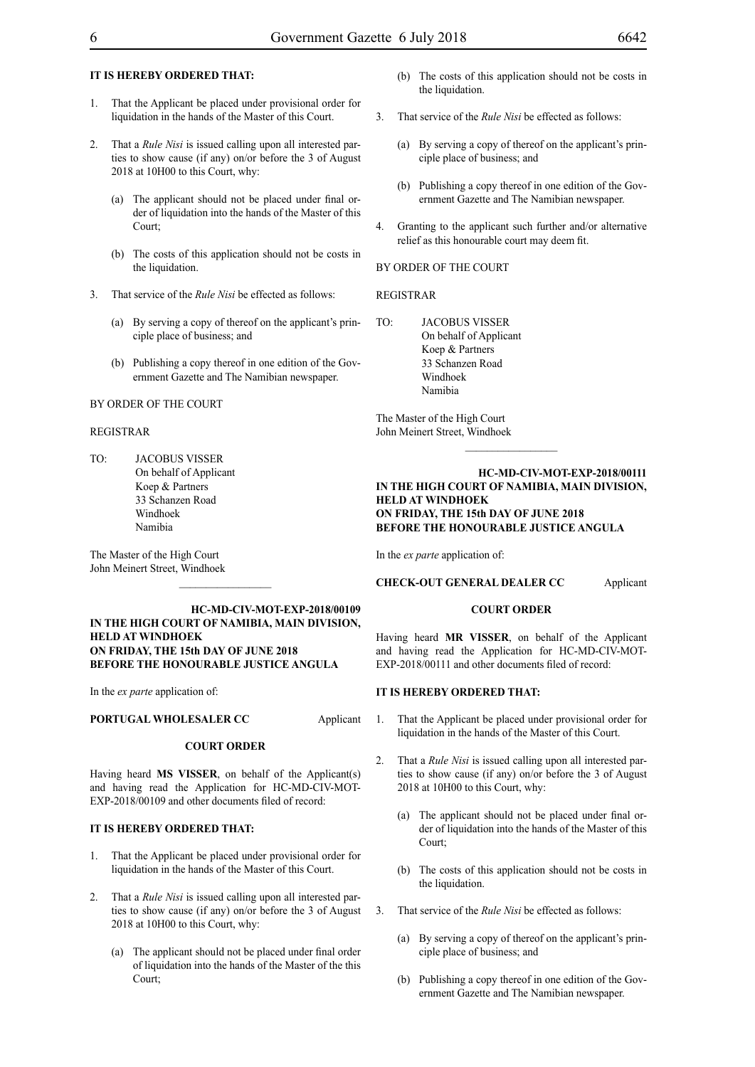**IT IS HEREBY ORDERED THAT:**

1. That the Applicant be placed under provisional order for liquidation in the hands of the Master of this Court.

2. That a *Rule Nisi* is issued calling upon all interested parties to show cause (if any) on/or before the 3 of August 2018 at 10H00 to this Court, why:

   (a) The applicant should not be placed under final order of liquidation into the hands of the Master of this Court;

   (b) The costs of this application should not be costs in the liquidation.

3. That service of the *Rule Nisi* be effected as follows:

   (a) By serving a copy of thereof on the applicant's principle place of business; and

   (b) Publishing a copy thereof in one edition of the Government Gazette and The Namibian newspaper.

BY ORDER OF THE COURT

REGISTRAR

TO: JACOBUS VISSER
On behalf of Applicant
Koep & Partners
33 Schanzen Road
Windhoek
Namibia

The Master of the High Court
John Meinert Street, Windhoek

________________

**HC-MD-CIV-MOT-EXP-2018/00109**
**IN THE HIGH COURT OF NAMIBIA, MAIN DIVISION, HELD AT WINDHOEK**
**ON FRIDAY, THE 15th DAY OF JUNE 2018**
**BEFORE THE HONOURABLE JUSTICE ANGULA**

In the *ex parte* application of:

**PORTUGAL WHOLESALER CC** Applicant

**COURT ORDER**

Having heard **MS VISSER**, on behalf of the Applicant(s) and having read the Application for HC-MD-CIV-MOT-EXP-2018/00109 and other documents filed of record:

**IT IS HEREBY ORDERED THAT:**

1. That the Applicant be placed under provisional order for liquidation in the hands of the Master of this Court.

2. That a *Rule Nisi* is issued calling upon all interested parties to show cause (if any) on/or before the 3 of August 2018 at 10H00 to this Court, why:

   (a) The applicant should not be placed under final order of liquidation into the hands of the Master of the this Court;

   (b) The costs of this application should not be costs in the liquidation.

3. That service of the *Rule Nisi* be effected as follows:

   (a) By serving a copy of thereof on the applicant's principle place of business; and

   (b) Publishing a copy thereof in one edition of the Government Gazette and The Namibian newspaper.

4. Granting to the applicant such further and/or alternative relief as this honourable court may deem fit.

BY ORDER OF THE COURT

REGISTRAR

TO: JACOBUS VISSER
On behalf of Applicant
Koep & Partners
33 Schanzen Road
Windhoek
Namibia

The Master of the High Court
John Meinert Street, Windhoek

________________

**HC-MD-CIV-MOT-EXP-2018/00111**
**IN THE HIGH COURT OF NAMIBIA, MAIN DIVISION, HELD AT WINDHOEK**
**ON FRIDAY, THE 15th DAY OF JUNE 2018**
**BEFORE THE HONOURABLE JUSTICE ANGULA**

In the *ex parte* application of:

**CHECK-OUT GENERAL DEALER CC** Applicant

**COURT ORDER**

Having heard **MR VISSER**, on behalf of the Applicant and having read the Application for HC-MD-CIV-MOT-EXP-2018/00111 and other documents filed of record:

**IT IS HEREBY ORDERED THAT:**

1. That the Applicant be placed under provisional order for liquidation in the hands of the Master of this Court.

2. That a *Rule Nisi* is issued calling upon all interested parties to show cause (if any) on/or before the 3 of August 2018 at 10H00 to this Court, why:

   (a) The applicant should not be placed under final order of liquidation into the hands of the Master of this Court;

   (b) The costs of this application should not be costs in the liquidation.

3. That service of the *Rule Nisi* be effected as follows:

   (a) By serving a copy of thereof on the applicant's principle place of business; and

   (b) Publishing a copy thereof in one edition of the Government Gazette and The Namibian newspaper.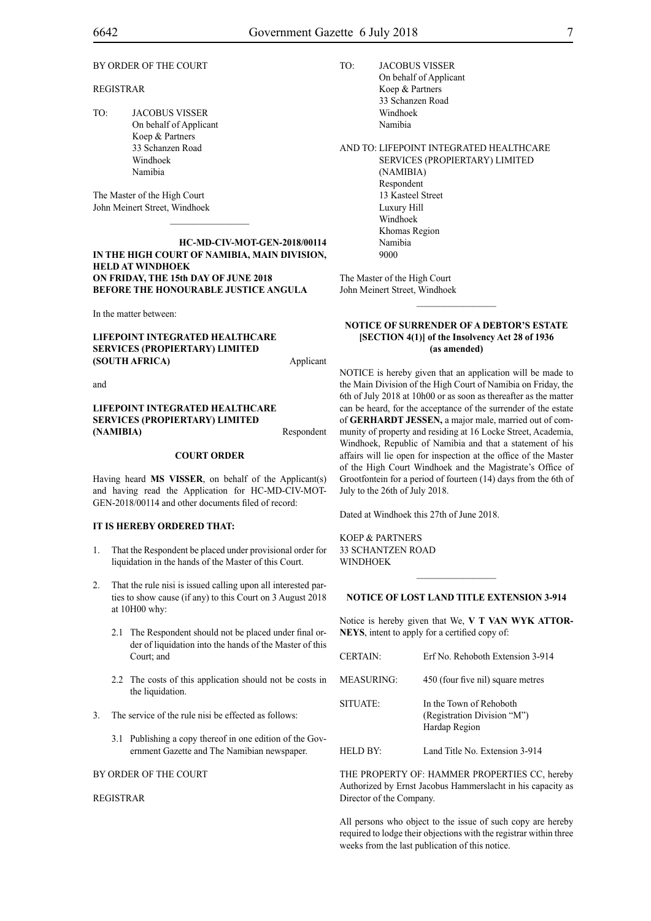BY ORDER OF THE COURT

REGISTRAR

TO: JACOBUS VISSER
On behalf of Applicant
Koep & Partners
33 Schanzen Road
Windhoek
Namibia

The Master of the High Court
John Meinert Street, Windhoek

---

**HC-MD-CIV-MOT-GEN-2018/00114**
**IN THE HIGH COURT OF NAMIBIA, MAIN DIVISION, HELD AT WINDHOEK**
**ON FRIDAY, THE 15th DAY OF JUNE 2018**
**BEFORE THE HONOURABLE JUSTICE ANGULA**

In the matter between:

**LIFEPOINT INTEGRATED HEALTHCARE SERVICES (PROPIERTARY) LIMITED (SOUTH AFRICA)** Applicant

and

**LIFEPOINT INTEGRATED HEALTHCARE SERVICES (PROPIERTARY) LIMITED (NAMIBIA)** Respondent

**COURT ORDER**

Having heard **MS VISSER**, on behalf of the Applicant(s) and having read the Application for HC-MD-CIV-MOT-GEN-2018/00114 and other documents filed of record:

**IT IS HEREBY ORDERED THAT:**

1. That the Respondent be placed under provisional order for liquidation in the hands of the Master of this Court.

2. That the rule nisi is issued calling upon all interested parties to show cause (if any) to this Court on 3 August 2018 at 10H00 why:

   2.1 The Respondent should not be placed under final order of liquidation into the hands of the Master of this Court; and

   2.2 The costs of this application should not be costs in the liquidation.

3. The service of the rule nisi be effected as follows:

   3.1 Publishing a copy thereof in one edition of the Government Gazette and The Namibian newspaper.

BY ORDER OF THE COURT

REGISTRAR

TO: JACOBUS VISSER
On behalf of Applicant
Koep & Partners
33 Schanzen Road
Windhoek
Namibia

AND TO: LIFEPOINT INTEGRATED HEALTHCARE SERVICES (PROPIERTARY) LIMITED (NAMIBIA)
Respondent
13 Kasteel Street
Luxury Hill
Windhoek
Khomas Region
Namibia
9000

The Master of the High Court
John Meinert Street, Windhoek

---

**NOTICE OF SURRENDER OF A DEBTOR'S ESTATE [SECTION 4(1)] of the Insolvency Act 28 of 1936 (as amended)**

NOTICE is hereby given that an application will be made to the Main Division of the High Court of Namibia on Friday, the 6th of July 2018 at 10h00 or as soon as thereafter as the matter can be heard, for the acceptance of the surrender of the estate of **GERHARDT JESSEN,** a major male, married out of community of property and residing at 16 Locke Street, Academia, Windhoek, Republic of Namibia and that a statement of his affairs will lie open for inspection at the office of the Master of the High Court Windhoek and the Magistrate's Office of Grootfontein for a period of fourteen (14) days from the 6th of July to the 26th of July 2018.

Dated at Windhoek this 27th of June 2018.

KOEP & PARTNERS
33 SCHANTZEN ROAD
WINDHOEK

---

**NOTICE OF LOST LAND TITLE EXTENSION 3-914**

Notice is hereby given that We, **V T VAN WYK ATTORNEYS**, intent to apply for a certified copy of:

| | |
|---|---|
| CERTAIN: | Erf No. Rehoboth Extension 3-914 |
| MEASURING: | 450 (four five nil) square metres |
| SITUATE: | In the Town of Rehoboth (Registration Division "M") Hardap Region |
| HELD BY: | Land Title No. Extension 3-914 |

THE PROPERTY OF: HAMMER PROPERTIES CC, hereby Authorized by Ernst Jacobus Hammerslacht in his capacity as Director of the Company.

All persons who object to the issue of such copy are hereby required to lodge their objections with the registrar within three weeks from the last publication of this notice.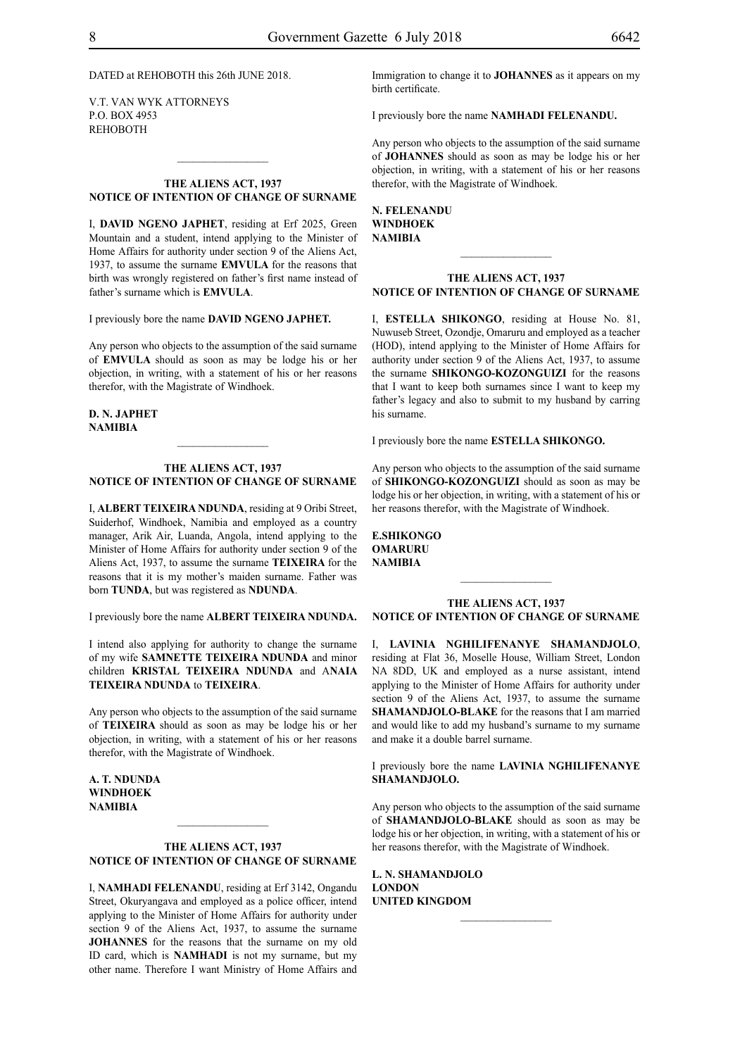DATED at REHOBOTH this 26th JUNE 2018.

V.T. VAN WYK ATTORNEYS
P.O. BOX 4953
REHOBOTH

________________

**THE ALIENS ACT, 1937**
**NOTICE OF INTENTION OF CHANGE OF SURNAME**

I, **DAVID NGENO JAPHET**, residing at Erf 2025, Green Mountain and a student, intend applying to the Minister of Home Affairs for authority under section 9 of the Aliens Act, 1937, to assume the surname **EMVULA** for the reasons that birth was wrongly registered on father's first name instead of father's surname which is **EMVULA**.

I previously bore the name **DAVID NGENO JAPHET.**

Any person who objects to the assumption of the said surname of **EMVULA** should as soon as may be lodge his or her objection, in writing, with a statement of his or her reasons therefor, with the Magistrate of Windhoek.

**D. N. JAPHET**
**NAMIBIA**

________________

**THE ALIENS ACT, 1937**
**NOTICE OF INTENTION OF CHANGE OF SURNAME**

I, **ALBERT TEIXEIRA NDUNDA**, residing at 9 Oribi Street, Suiderhof, Windhoek, Namibia and employed as a country manager, Arik Air, Luanda, Angola, intend applying to the Minister of Home Affairs for authority under section 9 of the Aliens Act, 1937, to assume the surname **TEIXEIRA** for the reasons that it is my mother's maiden surname. Father was born **TUNDA**, but was registered as **NDUNDA**.

I previously bore the name **ALBERT TEIXEIRA NDUNDA.**

I intend also applying for authority to change the surname of my wife **SAMNETTE TEIXEIRA NDUNDA** and minor children **KRISTAL TEIXEIRA NDUNDA** and A**NAIA TEIXEIRA NDUNDA** to **TEIXEIRA**.

Any person who objects to the assumption of the said surname of **TEIXEIRA** should as soon as may be lodge his or her objection, in writing, with a statement of his or her reasons therefor, with the Magistrate of Windhoek.

**A. T. NDUNDA**
**WINDHOEK**
**NAMIBIA**

________________

**THE ALIENS ACT, 1937**
**NOTICE OF INTENTION OF CHANGE OF SURNAME**

I, **NAMHADI FELENANDU**, residing at Erf 3142, Ongandu Street, Okuryangava and employed as a police officer, intend applying to the Minister of Home Affairs for authority under section 9 of the Aliens Act, 1937, to assume the surname **JOHANNES** for the reasons that the surname on my old ID card, which is **NAMHADI** is not my surname, but my other name. Therefore I want Ministry of Home Affairs and Immigration to change it to **JOHANNES** as it appears on my birth certificate.

I previously bore the name **NAMHADI FELENANDU.**

Any person who objects to the assumption of the said surname of **JOHANNES** should as soon as may be lodge his or her objection, in writing, with a statement of his or her reasons therefor, with the Magistrate of Windhoek.

**N. FELENANDU**
**WINDHOEK**
**NAMIBIA**

________________

**THE ALIENS ACT, 1937**
**NOTICE OF INTENTION OF CHANGE OF SURNAME**

I, **ESTELLA SHIKONGO**, residing at House No. 81, Nuwuseb Street, Ozondje, Omaruru and employed as a teacher (HOD), intend applying to the Minister of Home Affairs for authority under section 9 of the Aliens Act, 1937, to assume the surname **SHIKONGO-KOZONGUIZI** for the reasons that I want to keep both surnames since I want to keep my father's legacy and also to submit to my husband by carring his surname.

I previously bore the name **ESTELLA SHIKONGO.**

Any person who objects to the assumption of the said surname of **SHIKONGO-KOZONGUIZI** should as soon as may be lodge his or her objection, in writing, with a statement of his or her reasons therefor, with the Magistrate of Windhoek.

**E.SHIKONGO**
**OMARURU**
**NAMIBIA**

________________

**THE ALIENS ACT, 1937**
**NOTICE OF INTENTION OF CHANGE OF SURNAME**

I, **LAVINIA NGHILIFENANYE SHAMANDJOLO**, residing at Flat 36, Moselle House, William Street, London NA 8DD, UK and employed as a nurse assistant, intend applying to the Minister of Home Affairs for authority under section 9 of the Aliens Act, 1937, to assume the surname **SHAMANDJOLO-BLAKE** for the reasons that I am married and would like to add my husband's surname to my surname and make it a double barrel surname.

I previously bore the name **LAVINIA NGHILIFENANYE SHAMANDJOLO.**

Any person who objects to the assumption of the said surname of **SHAMANDJOLO-BLAKE** should as soon as may be lodge his or her objection, in writing, with a statement of his or her reasons therefor, with the Magistrate of Windhoek.

**L. N. SHAMANDJOLO**
**LONDON**
**UNITED KINGDOM**

________________